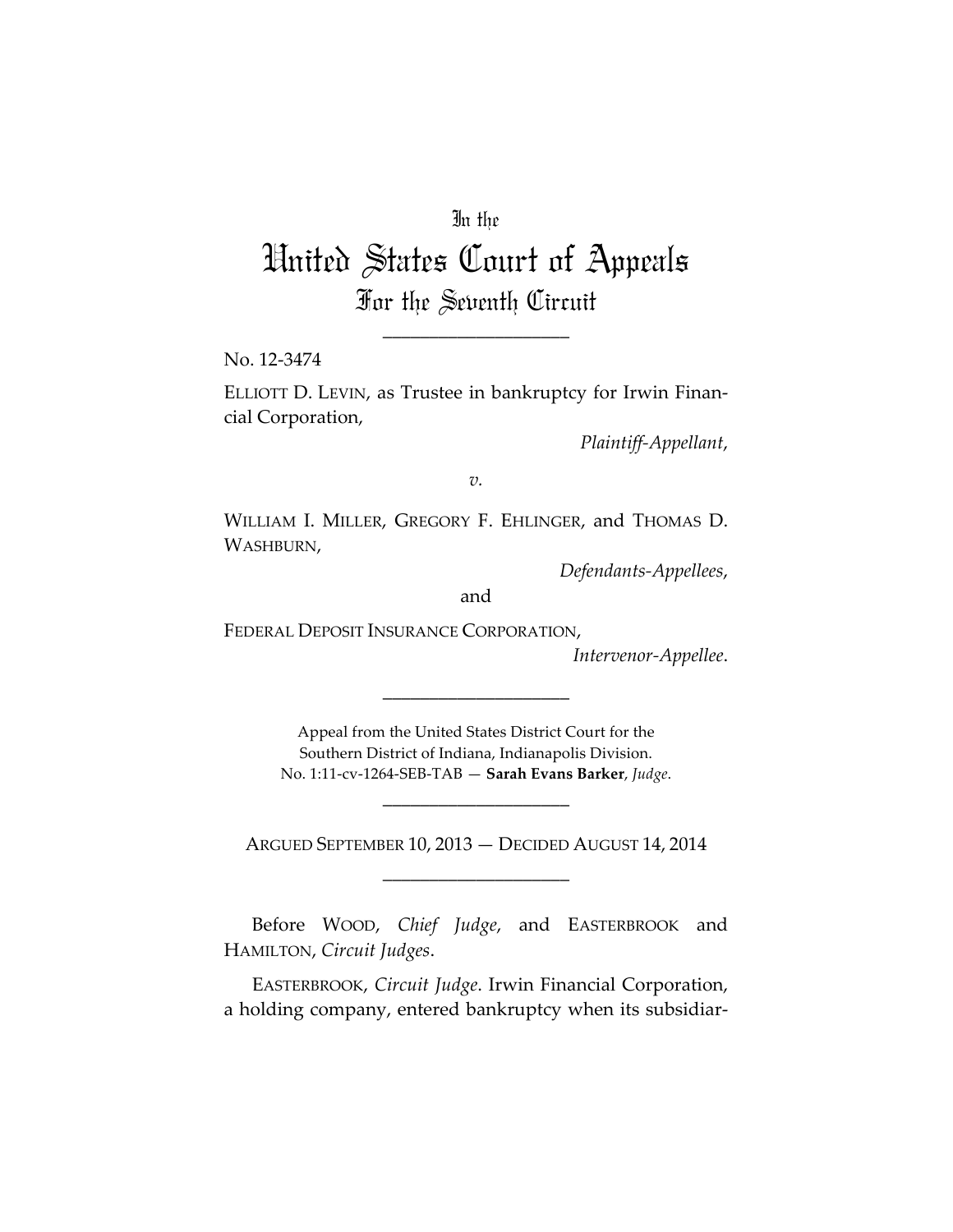In the

# United States Court of Appeals
## For the Seventh Circuit

____________________

No. 12-3474

ELLIOTT D. LEVIN, as Trustee in bankruptcy for Irwin Financial Corporation,

*Plaintiff-Appellant*,

*v.*

WILLIAM I. MILLER, GREGORY F. EHLINGER, and THOMAS D. WASHBURN,

*Defendants-Appellees*,

and

FEDERAL DEPOSIT INSURANCE CORPORATION,

*Intervenor-Appellee*.

____________________

Appeal from the United States District Court for the Southern District of Indiana, Indianapolis Division.
No. 1:11-cv-1264-SEB-TAB — **Sarah Evans Barker**, *Judge*.

____________________

ARGUED SEPTEMBER 10, 2013 — DECIDED AUGUST 14, 2014

____________________

Before WOOD, *Chief Judge*, and EASTERBROOK and HAMILTON, *Circuit Judges*.

EASTERBROOK, *Circuit Judge*. Irwin Financial Corporation, a holding company, entered bankruptcy when its subsidiar-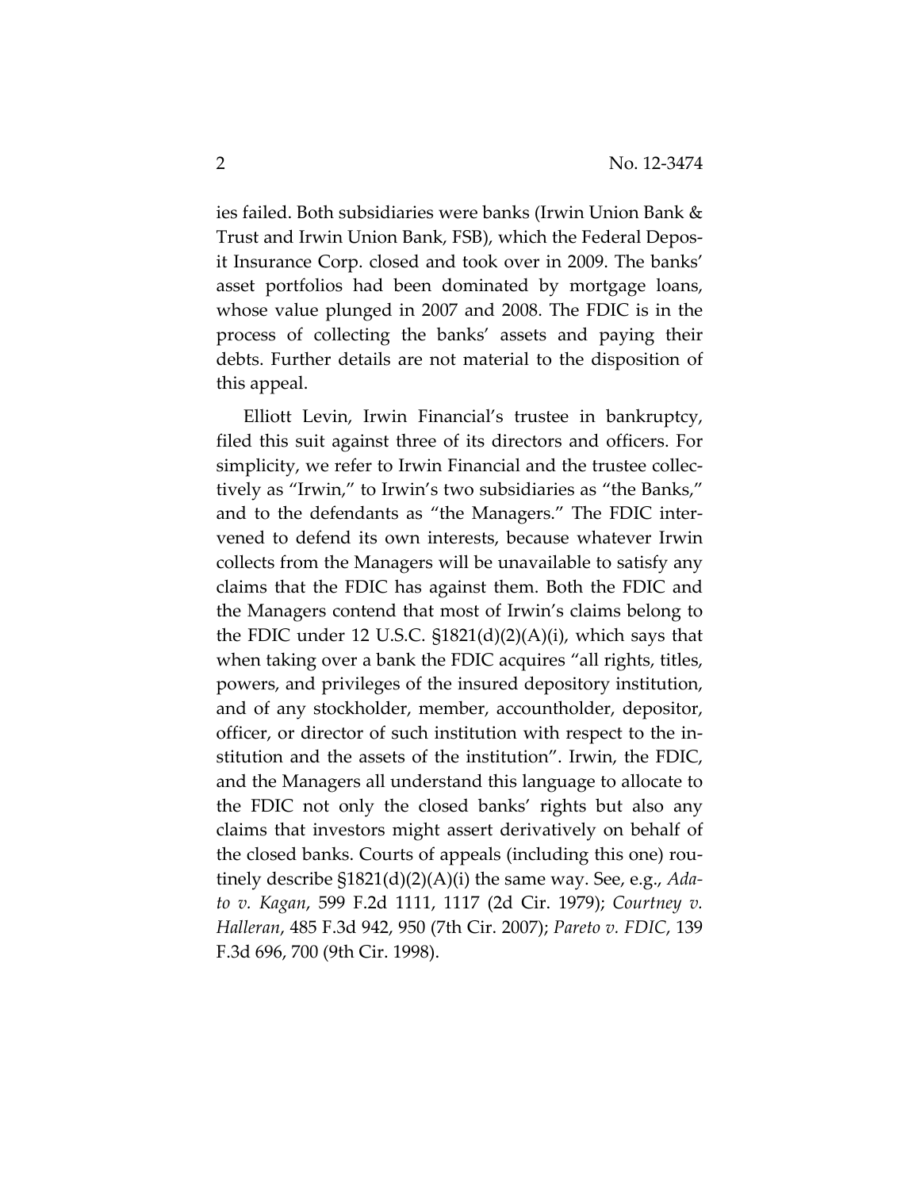ies failed. Both subsidiaries were banks (Irwin Union Bank & Trust and Irwin Union Bank, FSB), which the Federal Deposit Insurance Corp. closed and took over in 2009. The banks' asset portfolios had been dominated by mortgage loans, whose value plunged in 2007 and 2008. The FDIC is in the process of collecting the banks' assets and paying their debts. Further details are not material to the disposition of this appeal.

Elliott Levin, Irwin Financial's trustee in bankruptcy, filed this suit against three of its directors and officers. For simplicity, we refer to Irwin Financial and the trustee collectively as "Irwin," to Irwin's two subsidiaries as "the Banks," and to the defendants as "the Managers." The FDIC intervened to defend its own interests, because whatever Irwin collects from the Managers will be unavailable to satisfy any claims that the FDIC has against them. Both the FDIC and the Managers contend that most of Irwin's claims belong to the FDIC under 12 U.S.C. §1821(d)(2)(A)(i), which says that when taking over a bank the FDIC acquires "all rights, titles, powers, and privileges of the insured depository institution, and of any stockholder, member, accountholder, depositor, officer, or director of such institution with respect to the institution and the assets of the institution". Irwin, the FDIC, and the Managers all understand this language to allocate to the FDIC not only the closed banks' rights but also any claims that investors might assert derivatively on behalf of the closed banks. Courts of appeals (including this one) routinely describe §1821(d)(2)(A)(i) the same way. See, e.g., *Adato v. Kagan*, 599 F.2d 1111, 1117 (2d Cir. 1979); *Courtney v. Halleran*, 485 F.3d 942, 950 (7th Cir. 2007); *Pareto v. FDIC*, 139 F.3d 696, 700 (9th Cir. 1998).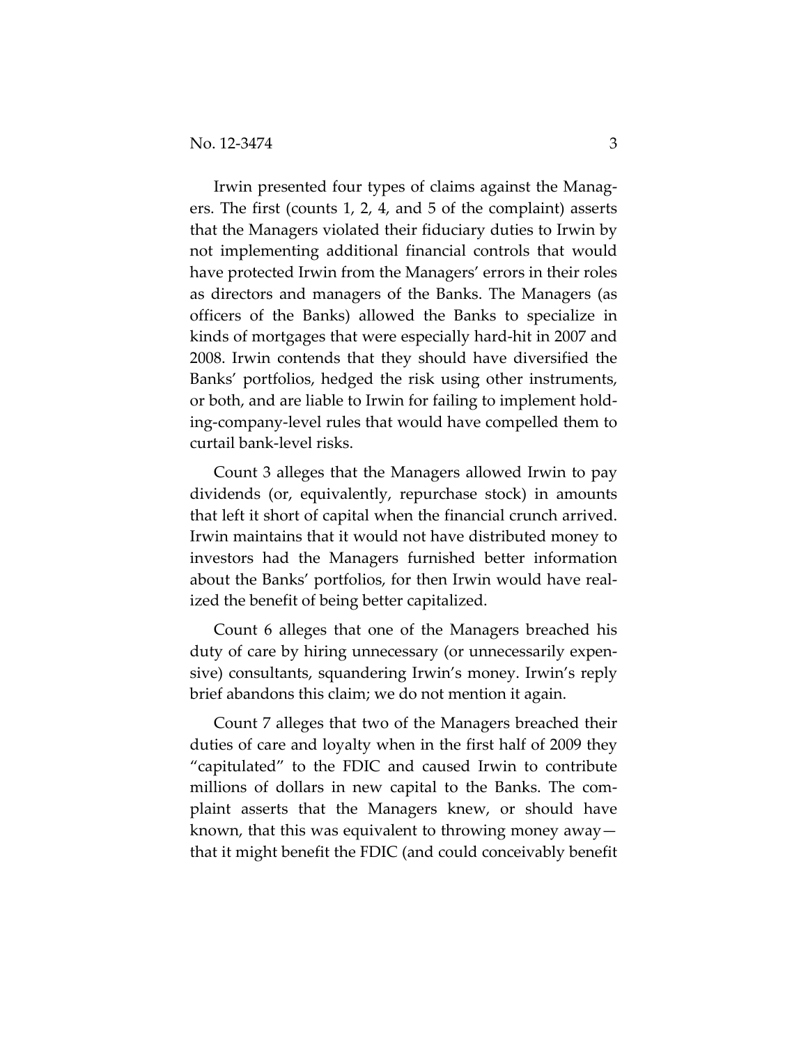Irwin presented four types of claims against the Managers. The first (counts 1, 2, 4, and 5 of the complaint) asserts that the Managers violated their fiduciary duties to Irwin by not implementing additional financial controls that would have protected Irwin from the Managers' errors in their roles as directors and managers of the Banks. The Managers (as officers of the Banks) allowed the Banks to specialize in kinds of mortgages that were especially hard-hit in 2007 and 2008. Irwin contends that they should have diversified the Banks' portfolios, hedged the risk using other instruments, or both, and are liable to Irwin for failing to implement holding-company-level rules that would have compelled them to curtail bank-level risks.

Count 3 alleges that the Managers allowed Irwin to pay dividends (or, equivalently, repurchase stock) in amounts that left it short of capital when the financial crunch arrived. Irwin maintains that it would not have distributed money to investors had the Managers furnished better information about the Banks' portfolios, for then Irwin would have realized the benefit of being better capitalized.

Count 6 alleges that one of the Managers breached his duty of care by hiring unnecessary (or unnecessarily expensive) consultants, squandering Irwin's money. Irwin's reply brief abandons this claim; we do not mention it again.

Count 7 alleges that two of the Managers breached their duties of care and loyalty when in the first half of 2009 they "capitulated" to the FDIC and caused Irwin to contribute millions of dollars in new capital to the Banks. The complaint asserts that the Managers knew, or should have known, that this was equivalent to throwing money away—that it might benefit the FDIC (and could conceivably benefit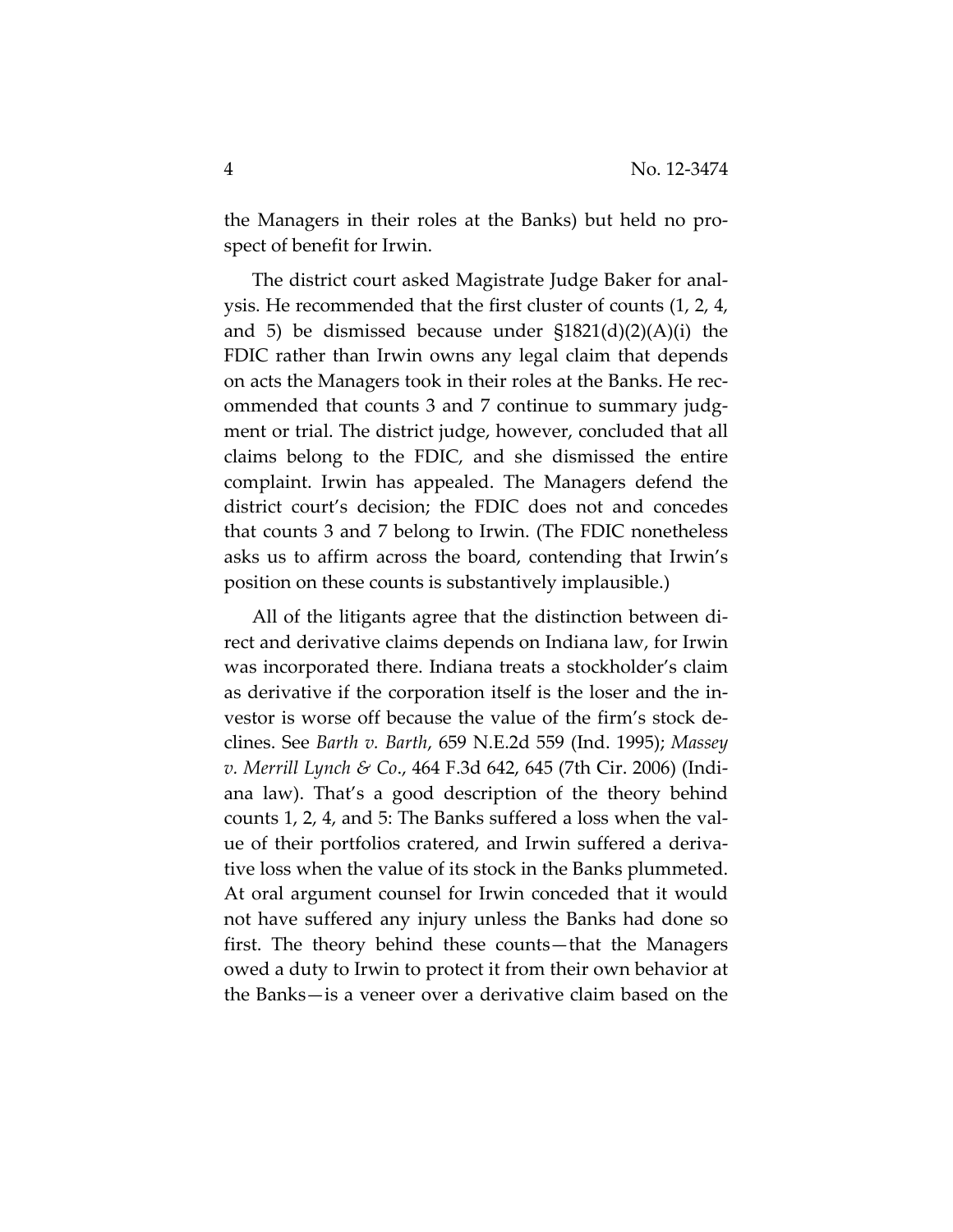the Managers in their roles at the Banks) but held no prospect of benefit for Irwin.

The district court asked Magistrate Judge Baker for analysis. He recommended that the first cluster of counts (1, 2, 4, and 5) be dismissed because under §1821(d)(2)(A)(i) the FDIC rather than Irwin owns any legal claim that depends on acts the Managers took in their roles at the Banks. He recommended that counts 3 and 7 continue to summary judgment or trial. The district judge, however, concluded that all claims belong to the FDIC, and she dismissed the entire complaint. Irwin has appealed. The Managers defend the district court's decision; the FDIC does not and concedes that counts 3 and 7 belong to Irwin. (The FDIC nonetheless asks us to affirm across the board, contending that Irwin's position on these counts is substantively implausible.)

All of the litigants agree that the distinction between direct and derivative claims depends on Indiana law, for Irwin was incorporated there. Indiana treats a stockholder's claim as derivative if the corporation itself is the loser and the investor is worse off because the value of the firm's stock declines. See *Barth v. Barth*, 659 N.E.2d 559 (Ind. 1995); *Massey v. Merrill Lynch & Co.*, 464 F.3d 642, 645 (7th Cir. 2006) (Indiana law). That's a good description of the theory behind counts 1, 2, 4, and 5: The Banks suffered a loss when the value of their portfolios cratered, and Irwin suffered a derivative loss when the value of its stock in the Banks plummeted. At oral argument counsel for Irwin conceded that it would not have suffered any injury unless the Banks had done so first. The theory behind these counts—that the Managers owed a duty to Irwin to protect it from their own behavior at the Banks—is a veneer over a derivative claim based on the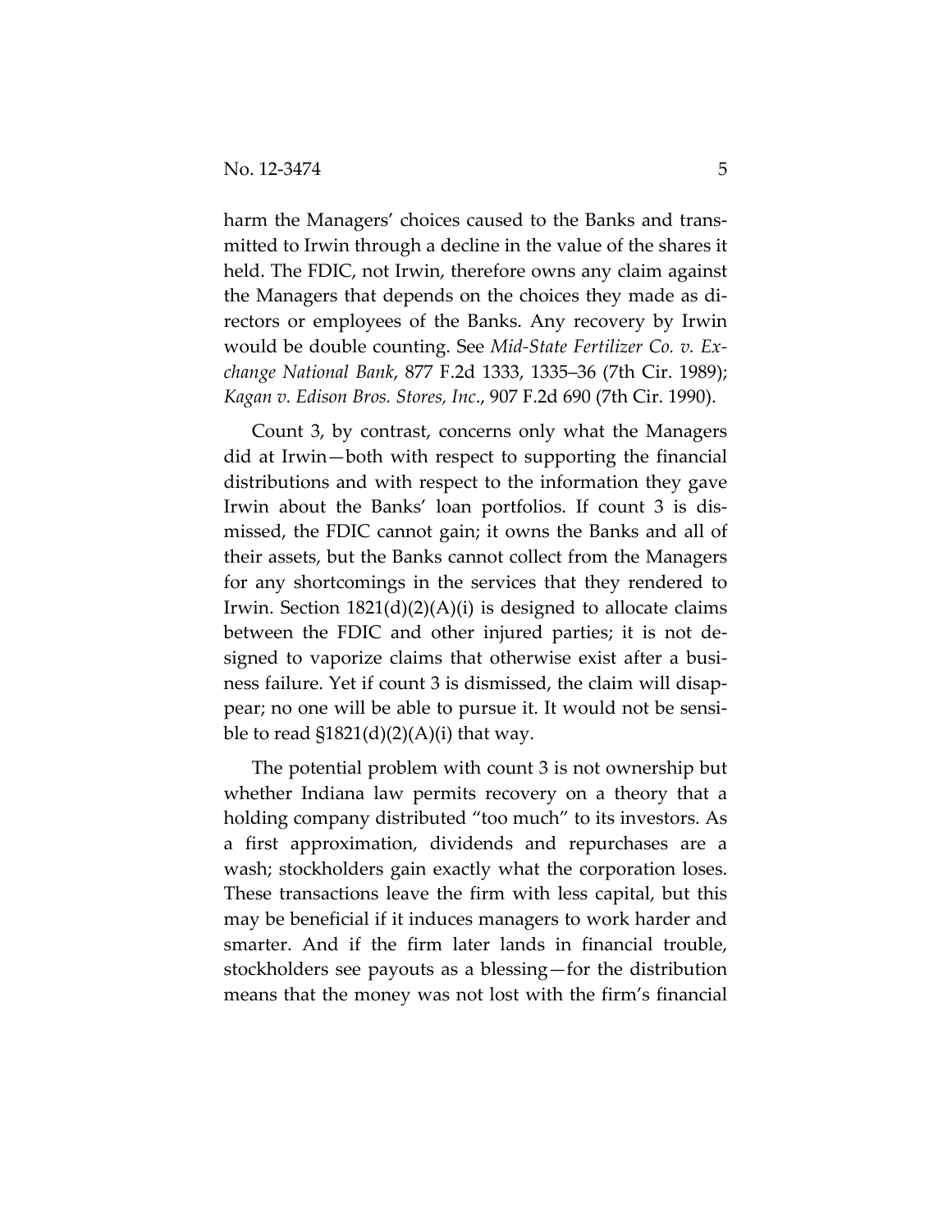harm the Managers' choices caused to the Banks and transmitted to Irwin through a decline in the value of the shares it held. The FDIC, not Irwin, therefore owns any claim against the Managers that depends on the choices they made as directors or employees of the Banks. Any recovery by Irwin would be double counting. See *Mid-State Fertilizer Co. v. Exchange National Bank*, 877 F.2d 1333, 1335–36 (7th Cir. 1989); *Kagan v. Edison Bros. Stores, Inc.*, 907 F.2d 690 (7th Cir. 1990).

Count 3, by contrast, concerns only what the Managers did at Irwin—both with respect to supporting the financial distributions and with respect to the information they gave Irwin about the Banks' loan portfolios. If count 3 is dismissed, the FDIC cannot gain; it owns the Banks and all of their assets, but the Banks cannot collect from the Managers for any shortcomings in the services that they rendered to Irwin. Section 1821(d)(2)(A)(i) is designed to allocate claims between the FDIC and other injured parties; it is not designed to vaporize claims that otherwise exist after a business failure. Yet if count 3 is dismissed, the claim will disappear; no one will be able to pursue it. It would not be sensible to read §1821(d)(2)(A)(i) that way.

The potential problem with count 3 is not ownership but whether Indiana law permits recovery on a theory that a holding company distributed "too much" to its investors. As a first approximation, dividends and repurchases are a wash; stockholders gain exactly what the corporation loses. These transactions leave the firm with less capital, but this may be beneficial if it induces managers to work harder and smarter. And if the firm later lands in financial trouble, stockholders see payouts as a blessing—for the distribution means that the money was not lost with the firm's financial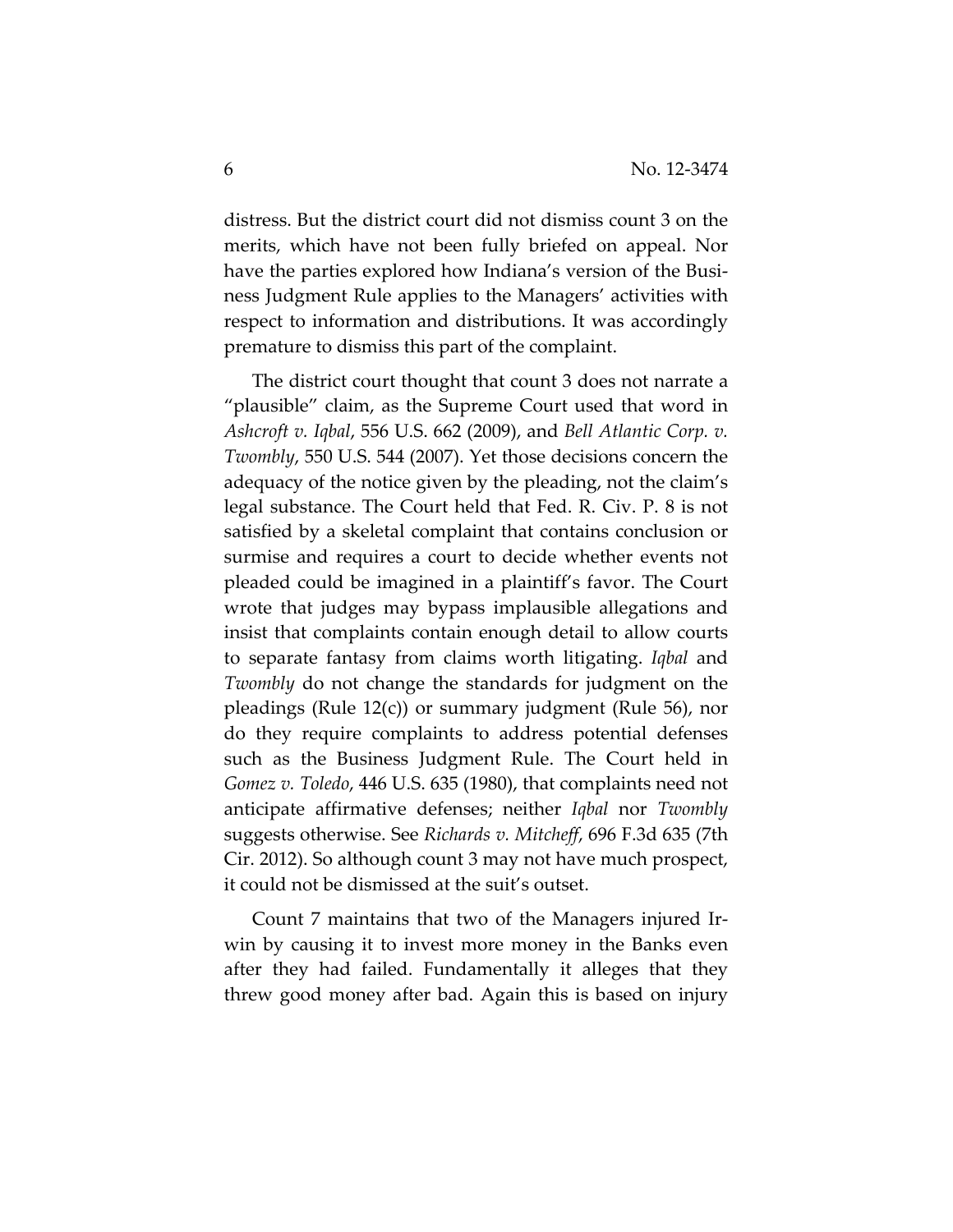distress. But the district court did not dismiss count 3 on the merits, which have not been fully briefed on appeal. Nor have the parties explored how Indiana's version of the Business Judgment Rule applies to the Managers' activities with respect to information and distributions. It was accordingly premature to dismiss this part of the complaint.

The district court thought that count 3 does not narrate a "plausible" claim, as the Supreme Court used that word in *Ashcroft v. Iqbal*, 556 U.S. 662 (2009), and *Bell Atlantic Corp. v. Twombly*, 550 U.S. 544 (2007). Yet those decisions concern the adequacy of the notice given by the pleading, not the claim's legal substance. The Court held that Fed. R. Civ. P. 8 is not satisfied by a skeletal complaint that contains conclusion or surmise and requires a court to decide whether events not pleaded could be imagined in a plaintiff's favor. The Court wrote that judges may bypass implausible allegations and insist that complaints contain enough detail to allow courts to separate fantasy from claims worth litigating. *Iqbal* and *Twombly* do not change the standards for judgment on the pleadings (Rule 12(c)) or summary judgment (Rule 56), nor do they require complaints to address potential defenses such as the Business Judgment Rule. The Court held in *Gomez v. Toledo*, 446 U.S. 635 (1980), that complaints need not anticipate affirmative defenses; neither *Iqbal* nor *Twombly* suggests otherwise. See *Richards v. Mitcheff*, 696 F.3d 635 (7th Cir. 2012). So although count 3 may not have much prospect, it could not be dismissed at the suit's outset.

Count 7 maintains that two of the Managers injured Irwin by causing it to invest more money in the Banks even after they had failed. Fundamentally it alleges that they threw good money after bad. Again this is based on injury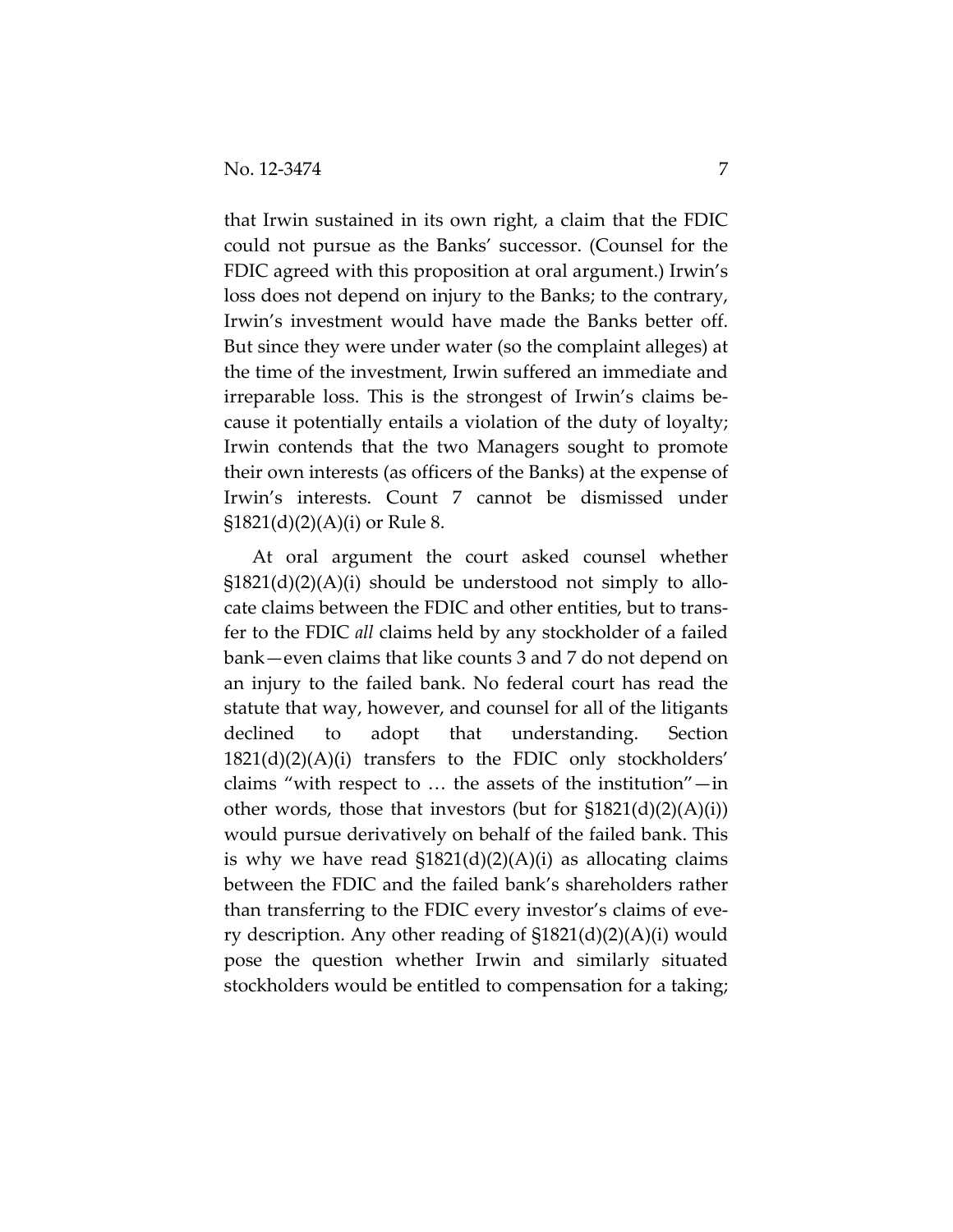that Irwin sustained in its own right, a claim that the FDIC could not pursue as the Banks' successor. (Counsel for the FDIC agreed with this proposition at oral argument.) Irwin's loss does not depend on injury to the Banks; to the contrary, Irwin's investment would have made the Banks better off. But since they were under water (so the complaint alleges) at the time of the investment, Irwin suffered an immediate and irreparable loss. This is the strongest of Irwin's claims because it potentially entails a violation of the duty of loyalty; Irwin contends that the two Managers sought to promote their own interests (as officers of the Banks) at the expense of Irwin's interests. Count 7 cannot be dismissed under §1821(d)(2)(A)(i) or Rule 8.

At oral argument the court asked counsel whether §1821(d)(2)(A)(i) should be understood not simply to allocate claims between the FDIC and other entities, but to transfer to the FDIC *all* claims held by any stockholder of a failed bank—even claims that like counts 3 and 7 do not depend on an injury to the failed bank. No federal court has read the statute that way, however, and counsel for all of the litigants declined to adopt that understanding. Section 1821(d)(2)(A)(i) transfers to the FDIC only stockholders' claims "with respect to … the assets of the institution"—in other words, those that investors (but for §1821(d)(2)(A)(i)) would pursue derivatively on behalf of the failed bank. This is why we have read §1821(d)(2)(A)(i) as allocating claims between the FDIC and the failed bank's shareholders rather than transferring to the FDIC every investor's claims of every description. Any other reading of §1821(d)(2)(A)(i) would pose the question whether Irwin and similarly situated stockholders would be entitled to compensation for a taking;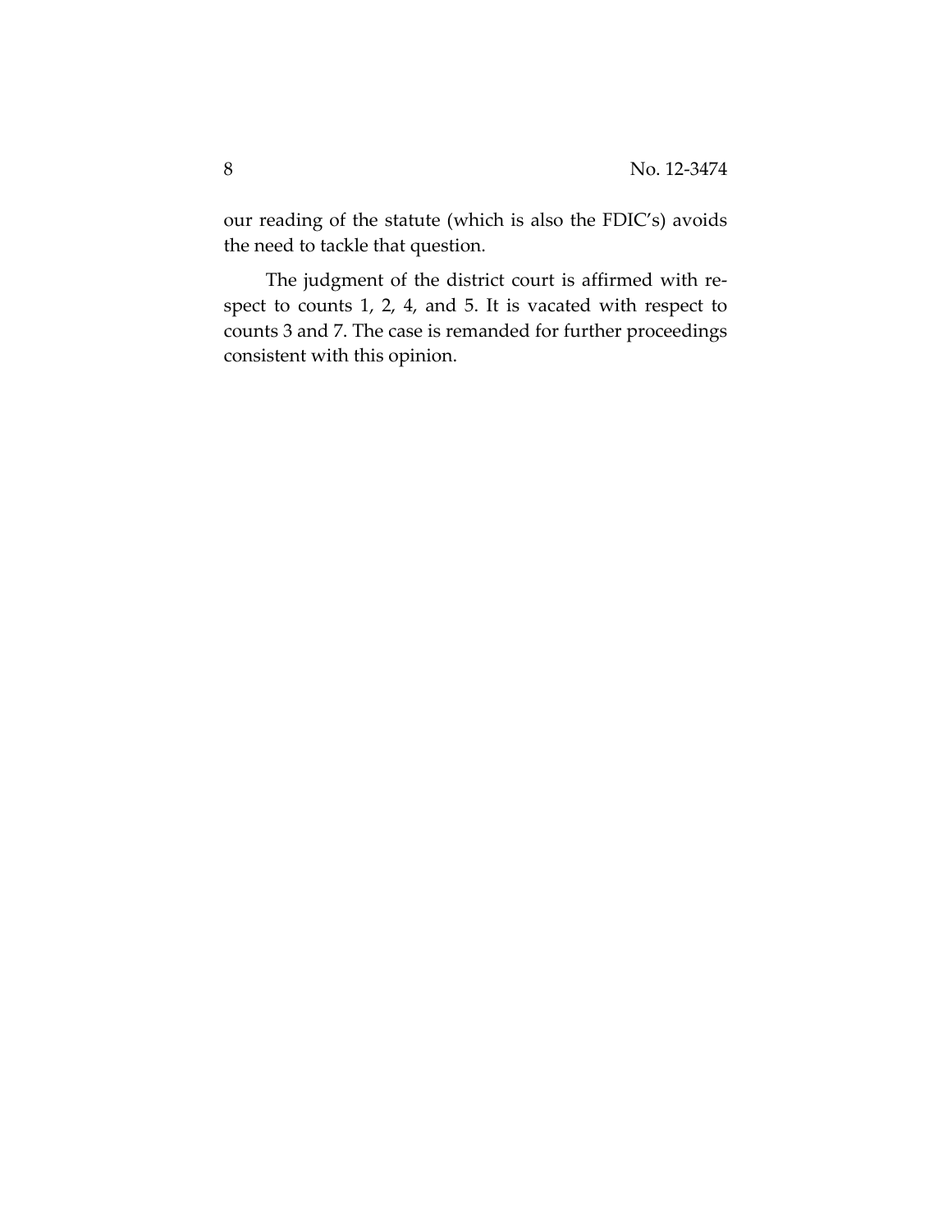our reading of the statute (which is also the FDIC's) avoids the need to tackle that question.

The judgment of the district court is affirmed with respect to counts 1, 2, 4, and 5. It is vacated with respect to counts 3 and 7. The case is remanded for further proceedings consistent with this opinion.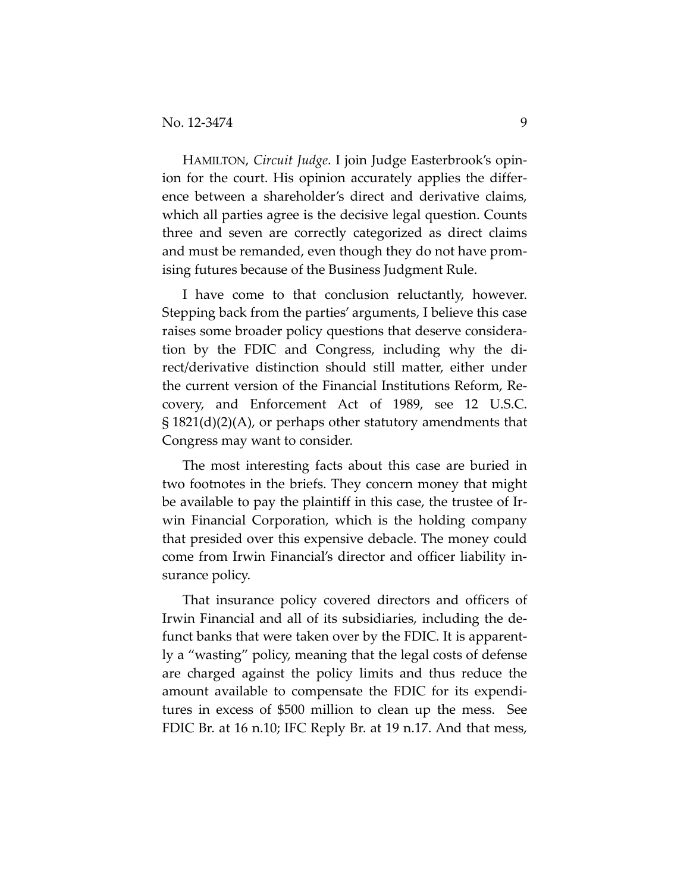HAMILTON, *Circuit Judge*. I join Judge Easterbrook's opinion for the court. His opinion accurately applies the difference between a shareholder's direct and derivative claims, which all parties agree is the decisive legal question. Counts three and seven are correctly categorized as direct claims and must be remanded, even though they do not have promising futures because of the Business Judgment Rule.

I have come to that conclusion reluctantly, however. Stepping back from the parties' arguments, I believe this case raises some broader policy questions that deserve consideration by the FDIC and Congress, including why the direct/derivative distinction should still matter, either under the current version of the Financial Institutions Reform, Recovery, and Enforcement Act of 1989, see 12 U.S.C. § 1821(d)(2)(A), or perhaps other statutory amendments that Congress may want to consider.

The most interesting facts about this case are buried in two footnotes in the briefs. They concern money that might be available to pay the plaintiff in this case, the trustee of Irwin Financial Corporation, which is the holding company that presided over this expensive debacle. The money could come from Irwin Financial's director and officer liability insurance policy.

That insurance policy covered directors and officers of Irwin Financial and all of its subsidiaries, including the defunct banks that were taken over by the FDIC. It is apparently a "wasting" policy, meaning that the legal costs of defense are charged against the policy limits and thus reduce the amount available to compensate the FDIC for its expenditures in excess of $500 million to clean up the mess. See FDIC Br. at 16 n.10; IFC Reply Br. at 19 n.17. And that mess,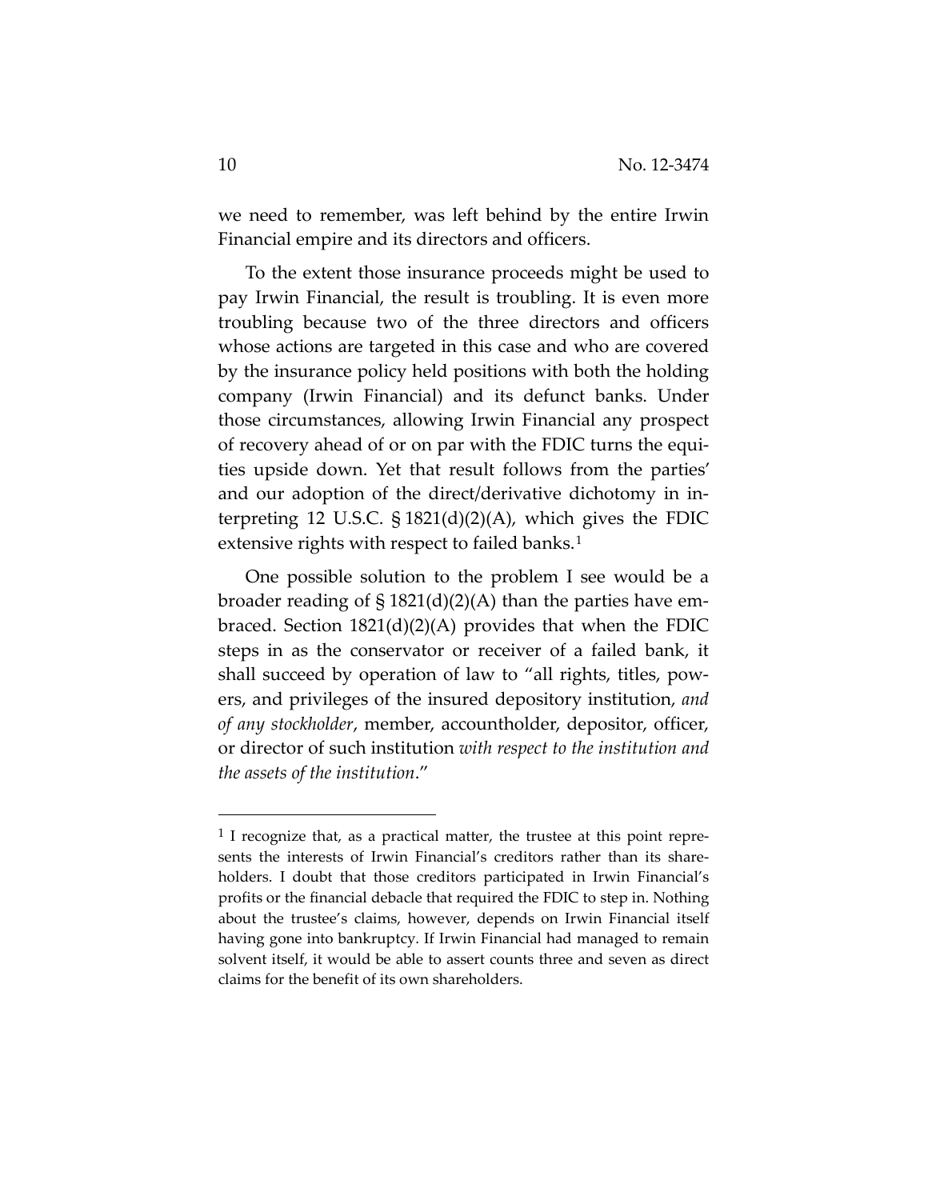we need to remember, was left behind by the entire Irwin Financial empire and its directors and officers.

To the extent those insurance proceeds might be used to pay Irwin Financial, the result is troubling. It is even more troubling because two of the three directors and officers whose actions are targeted in this case and who are covered by the insurance policy held positions with both the holding company (Irwin Financial) and its defunct banks. Under those circumstances, allowing Irwin Financial any prospect of recovery ahead of or on par with the FDIC turns the equities upside down. Yet that result follows from the parties' and our adoption of the direct/derivative dichotomy in interpreting 12 U.S.C. § 1821(d)(2)(A), which gives the FDIC extensive rights with respect to failed banks.[1]

One possible solution to the problem I see would be a broader reading of § 1821(d)(2)(A) than the parties have embraced. Section 1821(d)(2)(A) provides that when the FDIC steps in as the conservator or receiver of a failed bank, it shall succeed by operation of law to "all rights, titles, powers, and privileges of the insured depository institution, *and of any stockholder*, member, accountholder, depositor, officer, or director of such institution *with respect to the institution and the assets of the institution*."

---

[1] I recognize that, as a practical matter, the trustee at this point represents the interests of Irwin Financial's creditors rather than its shareholders. I doubt that those creditors participated in Irwin Financial's profits or the financial debacle that required the FDIC to step in. Nothing about the trustee's claims, however, depends on Irwin Financial itself having gone into bankruptcy. If Irwin Financial had managed to remain solvent itself, it would be able to assert counts three and seven as direct claims for the benefit of its own shareholders.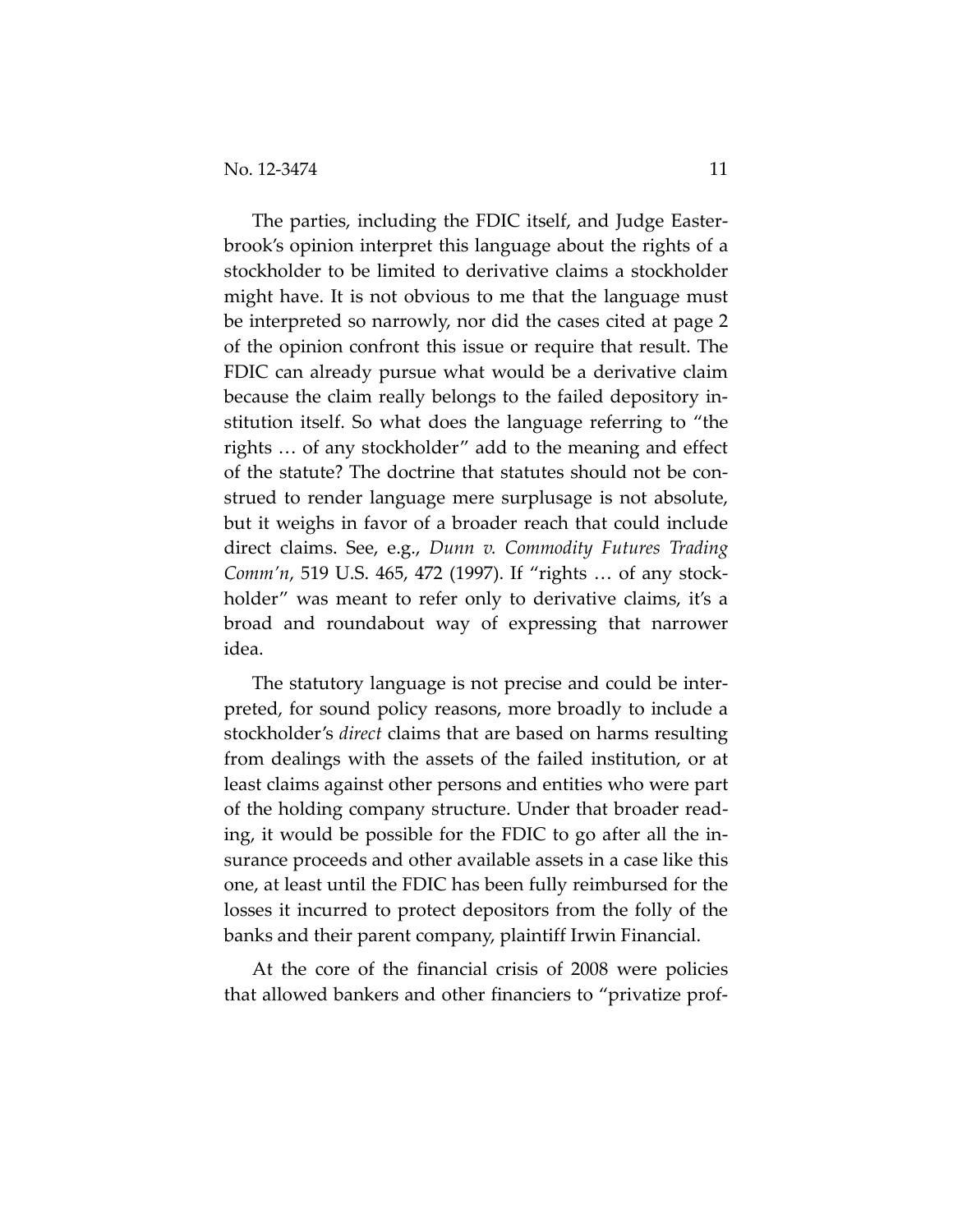The parties, including the FDIC itself, and Judge Easterbrook's opinion interpret this language about the rights of a stockholder to be limited to derivative claims a stockholder might have. It is not obvious to me that the language must be interpreted so narrowly, nor did the cases cited at page 2 of the opinion confront this issue or require that result. The FDIC can already pursue what would be a derivative claim because the claim really belongs to the failed depository institution itself. So what does the language referring to "the rights … of any stockholder" add to the meaning and effect of the statute? The doctrine that statutes should not be construed to render language mere surplusage is not absolute, but it weighs in favor of a broader reach that could include direct claims. See, e.g., *Dunn v. Commodity Futures Trading Comm'n*, 519 U.S. 465, 472 (1997). If "rights … of any stockholder" was meant to refer only to derivative claims, it's a broad and roundabout way of expressing that narrower idea.

The statutory language is not precise and could be interpreted, for sound policy reasons, more broadly to include a stockholder's *direct* claims that are based on harms resulting from dealings with the assets of the failed institution, or at least claims against other persons and entities who were part of the holding company structure. Under that broader reading, it would be possible for the FDIC to go after all the insurance proceeds and other available assets in a case like this one, at least until the FDIC has been fully reimbursed for the losses it incurred to protect depositors from the folly of the banks and their parent company, plaintiff Irwin Financial.

At the core of the financial crisis of 2008 were policies that allowed bankers and other financiers to "privatize prof-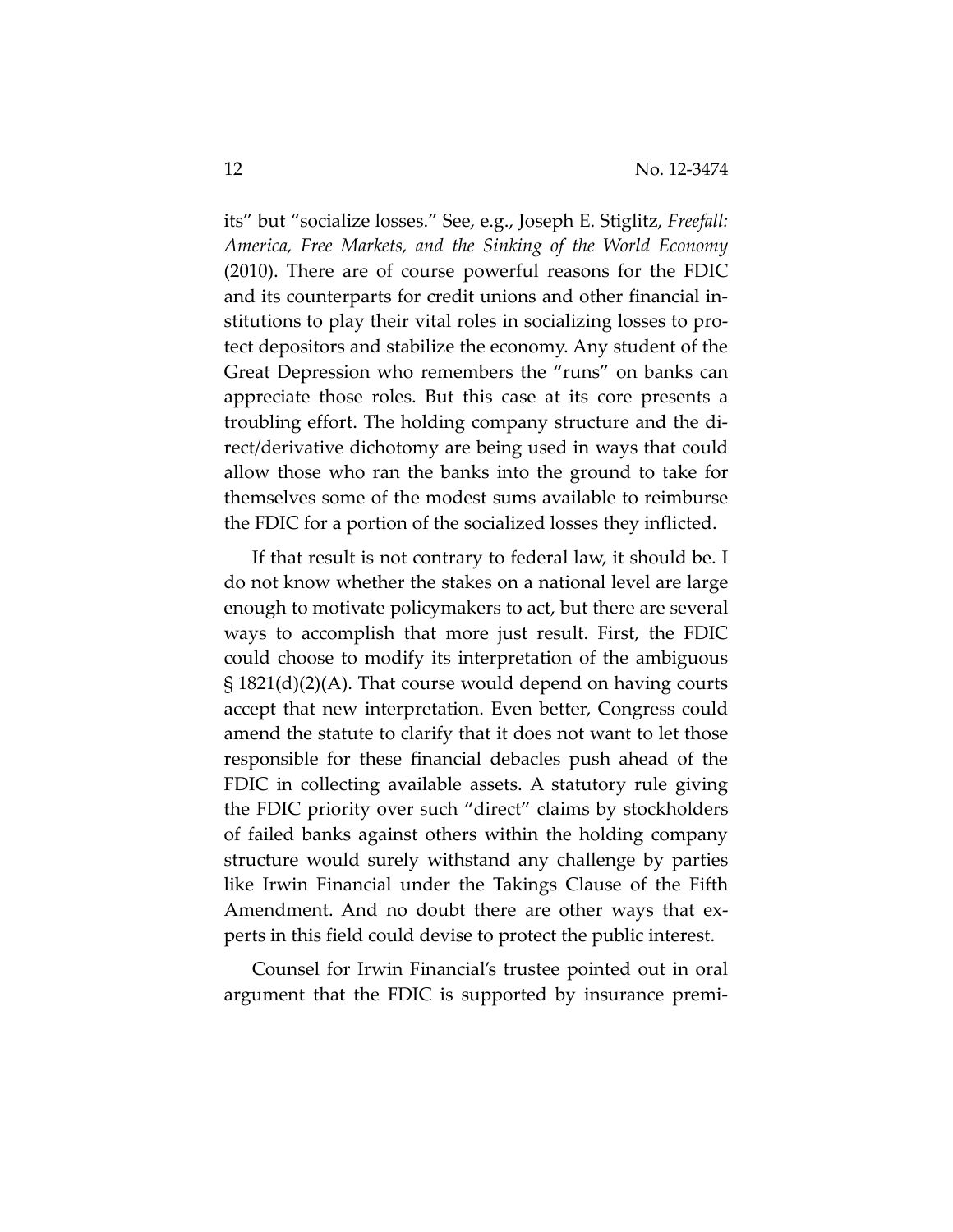its" but "socialize losses." See, e.g., Joseph E. Stiglitz, *Freefall: America, Free Markets, and the Sinking of the World Economy* (2010). There are of course powerful reasons for the FDIC and its counterparts for credit unions and other financial institutions to play their vital roles in socializing losses to protect depositors and stabilize the economy. Any student of the Great Depression who remembers the "runs" on banks can appreciate those roles. But this case at its core presents a troubling effort. The holding company structure and the direct/derivative dichotomy are being used in ways that could allow those who ran the banks into the ground to take for themselves some of the modest sums available to reimburse the FDIC for a portion of the socialized losses they inflicted.

If that result is not contrary to federal law, it should be. I do not know whether the stakes on a national level are large enough to motivate policymakers to act, but there are several ways to accomplish that more just result. First, the FDIC could choose to modify its interpretation of the ambiguous § 1821(d)(2)(A). That course would depend on having courts accept that new interpretation. Even better, Congress could amend the statute to clarify that it does not want to let those responsible for these financial debacles push ahead of the FDIC in collecting available assets. A statutory rule giving the FDIC priority over such "direct" claims by stockholders of failed banks against others within the holding company structure would surely withstand any challenge by parties like Irwin Financial under the Takings Clause of the Fifth Amendment. And no doubt there are other ways that experts in this field could devise to protect the public interest.

Counsel for Irwin Financial's trustee pointed out in oral argument that the FDIC is supported by insurance premi-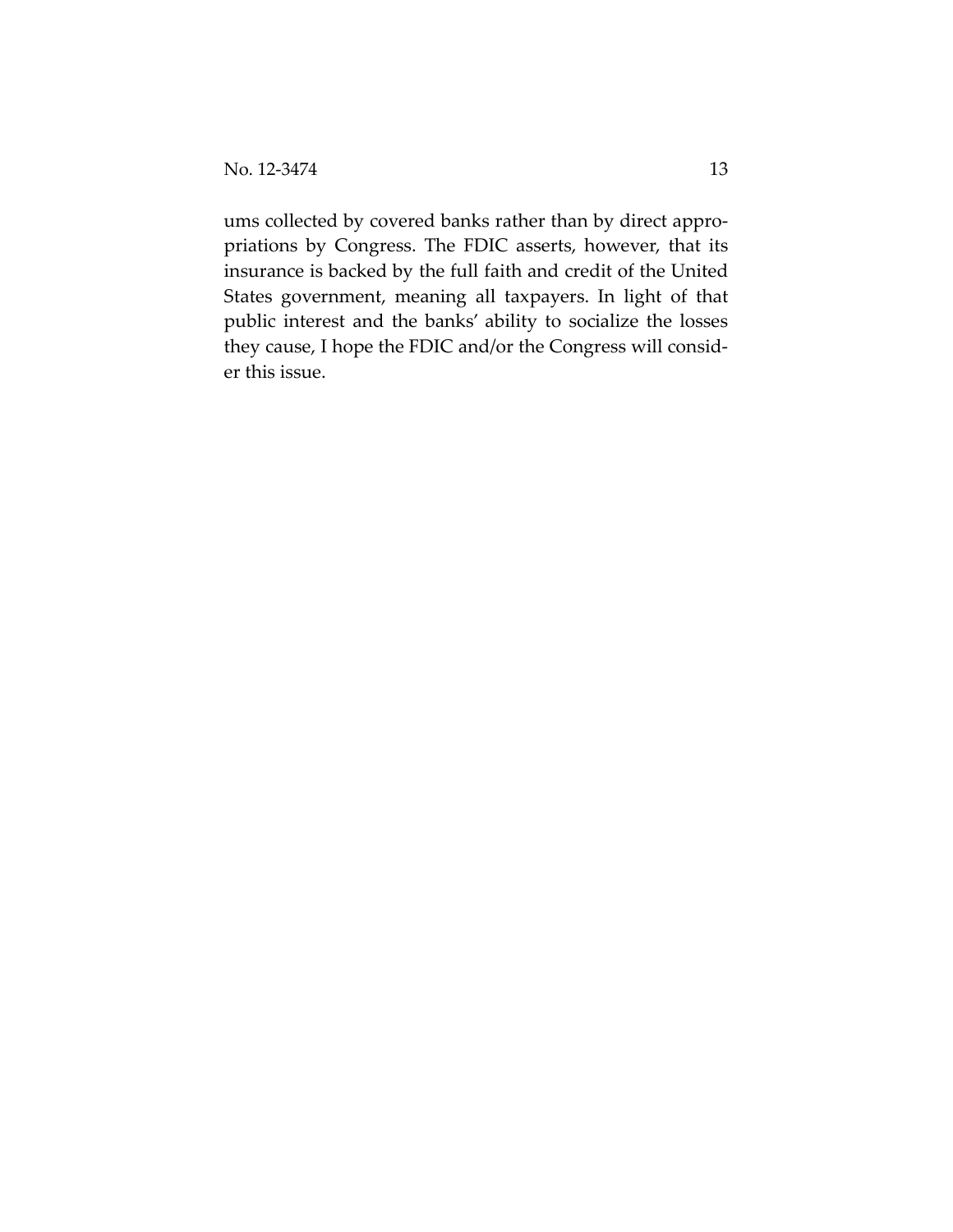ums collected by covered banks rather than by direct appropriations by Congress. The FDIC asserts, however, that its insurance is backed by the full faith and credit of the United States government, meaning all taxpayers. In light of that public interest and the banks' ability to socialize the losses they cause, I hope the FDIC and/or the Congress will consider this issue.